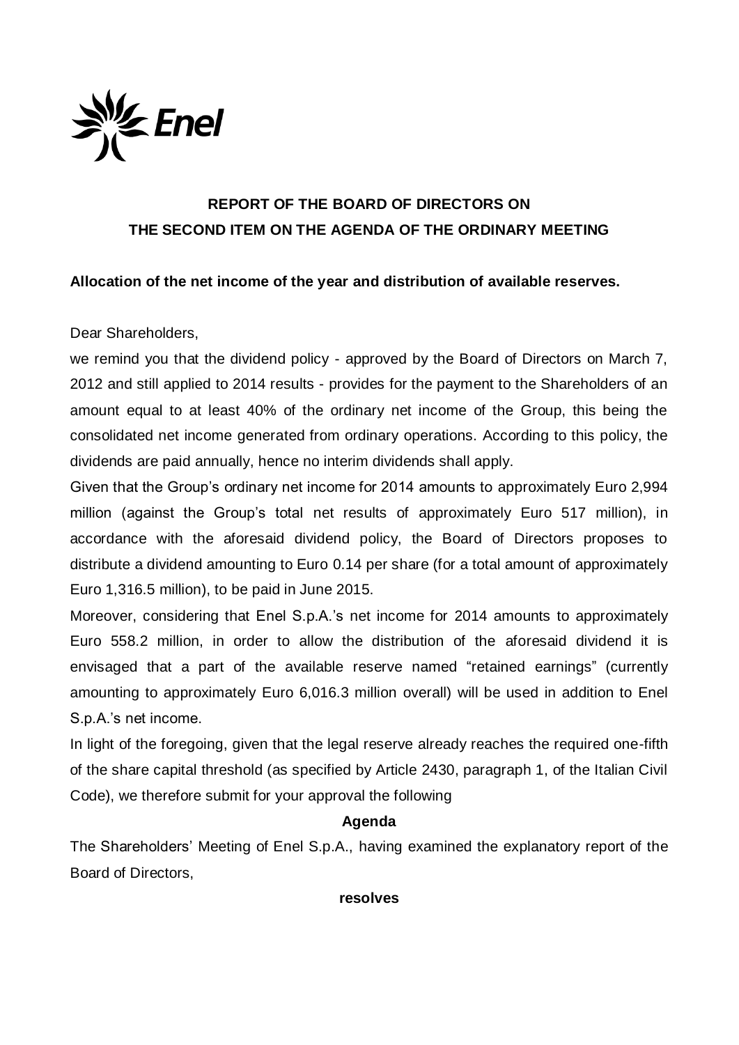# REPORT OF THE BOARD OF DIRECTORS ON THE SECOND ITEM ON THE AGENDA OF THE ORDINARY MEETING

**Allocation of the net income of the year and distribution of available reserves.**

Dear Shareholders,

we remind you that the dividend policy - approved by the Board of Directors on March 7, 2012 and still applied to 2014 results - provides for the payment to the Shareholders of an amount equal to at least 40% of the ordinary net income of the Group, this being the consolidated net income generated from ordinary operations. According to this policy, the dividends are paid annually, hence no interim dividends shall apply.

Given that the Group's ordinary net income for 2014 amounts to approximately Euro 2,994 million (against the Group's total net results of approximately Euro 517 million), in accordance with the aforesaid dividend policy, the Board of Directors proposes to distribute a dividend amounting to Euro 0.14 per share (for a total amount of approximately Euro 1,316.5 million), to be paid in June 2015.

Moreover, considering that Enel S.p.A.'s net income for 2014 amounts to approximately Euro 558.2 million, in order to allow the distribution of the aforesaid dividend it is envisaged that a part of the available reserve named "retained earnings" (currently amounting to approximately Euro 6,016.3 million overall) will be used in addition to Enel S.p.A.'s net income.

In light of the foregoing, given that the legal reserve already reaches the required one-fifth of the share capital threshold (as specified by Article 2430, paragraph 1, of the Italian Civil Code), we therefore submit for your approval the following

**Agenda**

The Shareholders' Meeting of Enel S.p.A., having examined the explanatory report of the Board of Directors,

**resolves**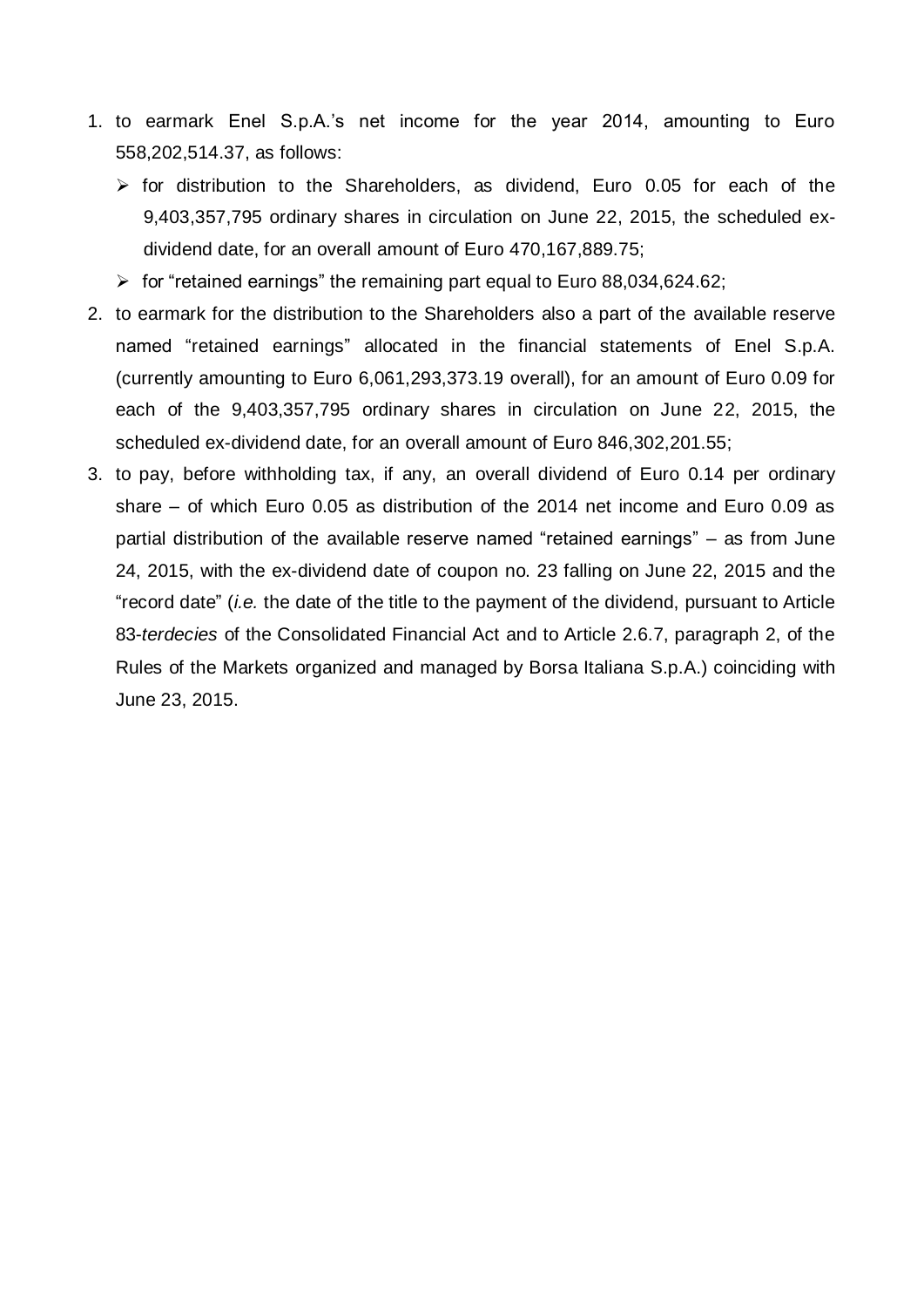1. to earmark Enel S.p.A.'s net income for the year 2014, amounting to Euro 558,202,514.37, as follows:
   - for distribution to the Shareholders, as dividend, Euro 0.05 for each of the 9,403,357,795 ordinary shares in circulation on June 22, 2015, the scheduled ex-dividend date, for an overall amount of Euro 470,167,889.75;
   - for "retained earnings" the remaining part equal to Euro 88,034,624.62;
2. to earmark for the distribution to the Shareholders also a part of the available reserve named "retained earnings" allocated in the financial statements of Enel S.p.A. (currently amounting to Euro 6,061,293,373.19 overall), for an amount of Euro 0.09 for each of the 9,403,357,795 ordinary shares in circulation on June 22, 2015, the scheduled ex-dividend date, for an overall amount of Euro 846,302,201.55;
3. to pay, before withholding tax, if any, an overall dividend of Euro 0.14 per ordinary share – of which Euro 0.05 as distribution of the 2014 net income and Euro 0.09 as partial distribution of the available reserve named "retained earnings" – as from June 24, 2015, with the ex-dividend date of coupon no. 23 falling on June 22, 2015 and the "record date" (*i.e.* the date of the title to the payment of the dividend, pursuant to Article 83-*terdecies* of the Consolidated Financial Act and to Article 2.6.7, paragraph 2, of the Rules of the Markets organized and managed by Borsa Italiana S.p.A.) coinciding with June 23, 2015.